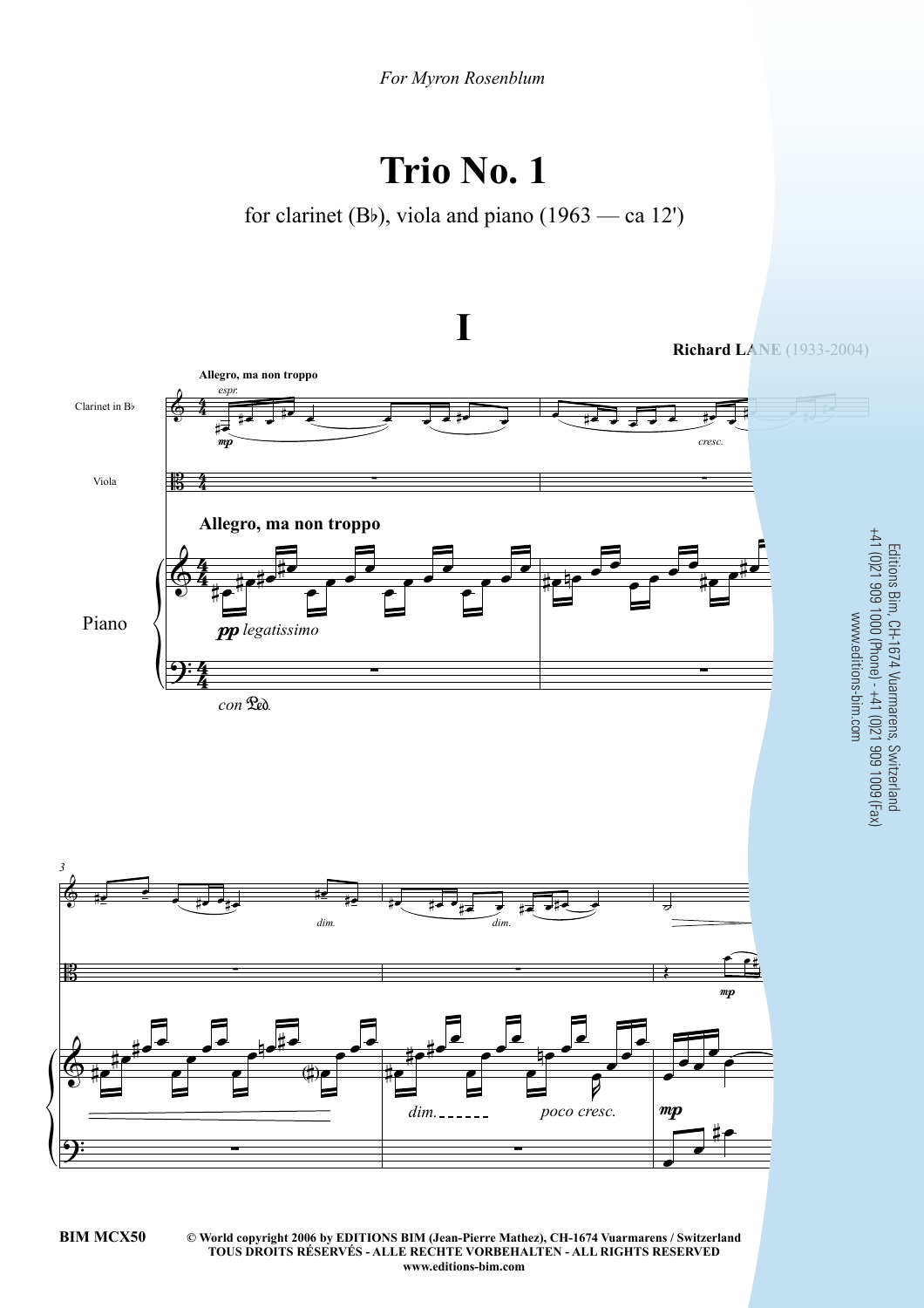*For Myron Rosenblum*

# Trio No. 1

for clarinet (B♭), viola and piano (1963 — ca 12')

## I

**Richard LANE** (1933-2004)

**Allegro, ma non troppo**

Clarinet in B♭

Viola

Piano

*pp legatissimo*

*con Ped.*

Editions Bim, CH-1674 Vuarmarens, Switzerland
+41 (0)21 909 1000 (Phone) - +41 (0)21 909 1009 (Fax)
www.editions-bim.com

BIM MCX50

**© World copyright 2006 by EDITIONS BIM (Jean-Pierre Mathez), CH-1674 Vuarmarens / Switzerland**
**TOUS DROITS RÉSERVÉS - ALLE RECHTE VORBEHALTEN - ALL RIGHTS RESERVED**
**www.editions-bim.com**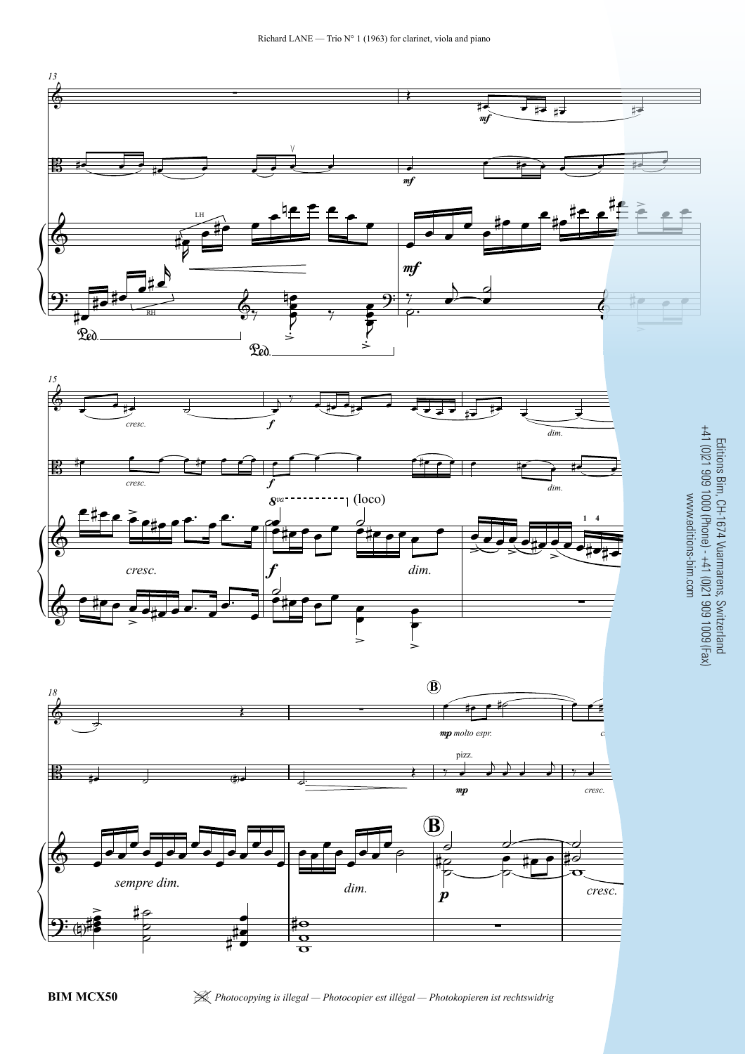Editions Bim, CH-1674 Vuarmarens, Switzerland
+41 (0)21 909 1000 (Phone) - +41 (0)21 909 1009 (Fax)
www.editions-bim.com

*Photocopying is illegal — Photocopier est illégal — Photokopieren ist rechtswidrig*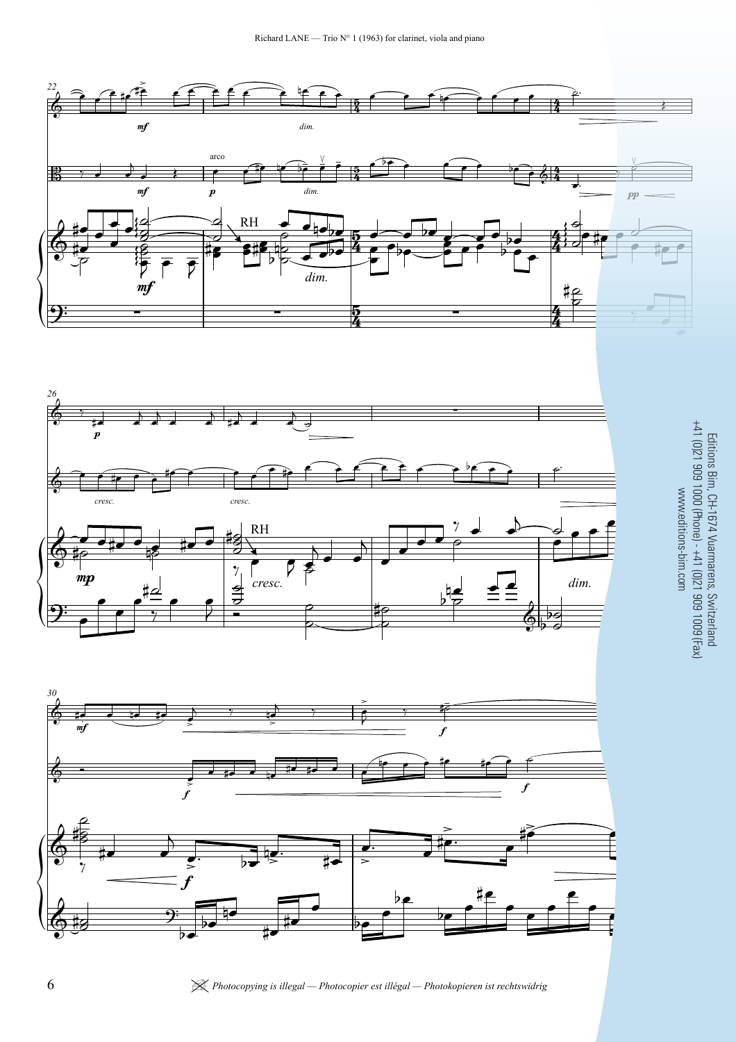Editions Bim, CH-1674 Vuarmarens, Switzerland
+41 (0)21 909 1000 (Phone) - +41 (0)21 909 1009 (Fax)
www.editions-bim.com